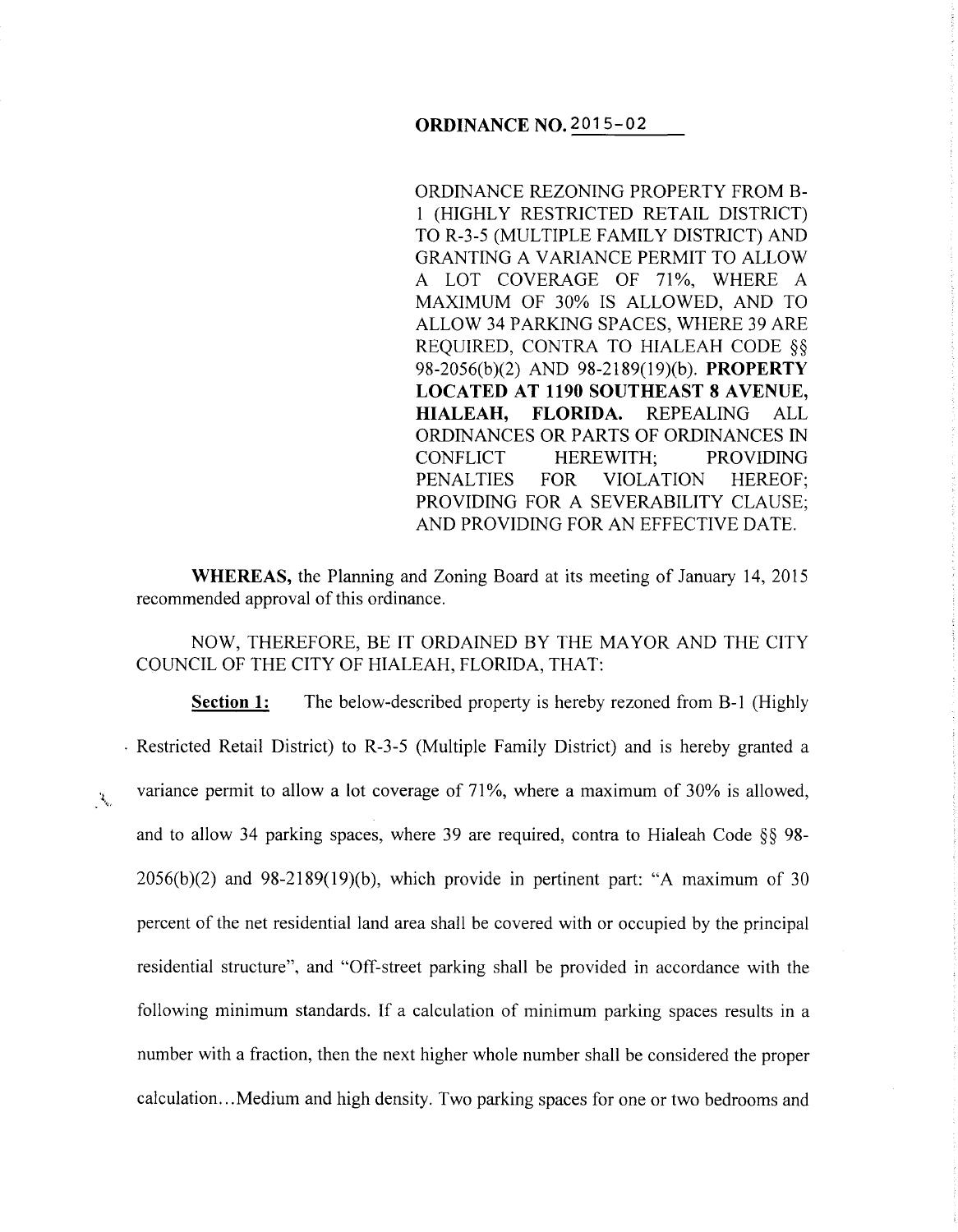# ORDINANCE NO. 2015-02

ORDINANCE REZONING PROPERTY FROM B-1 (HIGHLY RESTRICTED RETAIL DISTRICT) TO R-3-5 (MULTIPLE FAMILY DISTRICT) AND GRANTING A VARIANCE PERMIT TO ALLOW A LOT COVERAGE OF 71%, WHERE A MAXIMUM OF 30% IS ALLOWED, AND TO ALLOW 34 PARKING SPACES, WHERE 39 ARE REQUIRED, CONTRA TO HIALEAH CODE §§ 98-2056(b)(2) AND 98-2189(19)(b). **PROPERTY LOCATED AT 1190 SOUTHEAST 8 AVENUE, HIALEAH, FLORIDA.** REPEALING ALL ORDINANCES OR PARTS OF ORDINANCES IN CONFLICT HEREWITH; PROVIDING PENALTIES FOR VIOLATION HEREOF; PROVIDING FOR A SEVERABILITY CLAUSE; AND PROVIDING FOR AN EFFECTIVE DATE.

**WHEREAS,** the Planning and Zoning Board at its meeting of January 14, 2015 recommended approval of this ordinance.

NOW, THEREFORE, BE IT ORDAINED BY THE MAYOR AND THE CITY COUNCIL OF THE CITY OF HIALEAH, FLORIDA, THAT:

**Section 1:** The below-described property is hereby rezoned from B-1 (Highly Restricted Retail District) to R-3-5 (Multiple Family District) and is hereby granted a variance permit to allow a lot coverage of 71%, where a maximum of 30% is allowed, and to allow 34 parking spaces, where 39 are required, contra to Hialeah Code §§ 98-2056(b)(2) and 98-2189(19)(b), which provide in pertinent part: "A maximum of 30 percent of the net residential land area shall be covered with or occupied by the principal residential structure", and "Off-street parking shall be provided in accordance with the following minimum standards. If a calculation of minimum parking spaces results in a number with a fraction, then the next higher whole number shall be considered the proper calculation...Medium and high density. Two parking spaces for one or two bedrooms and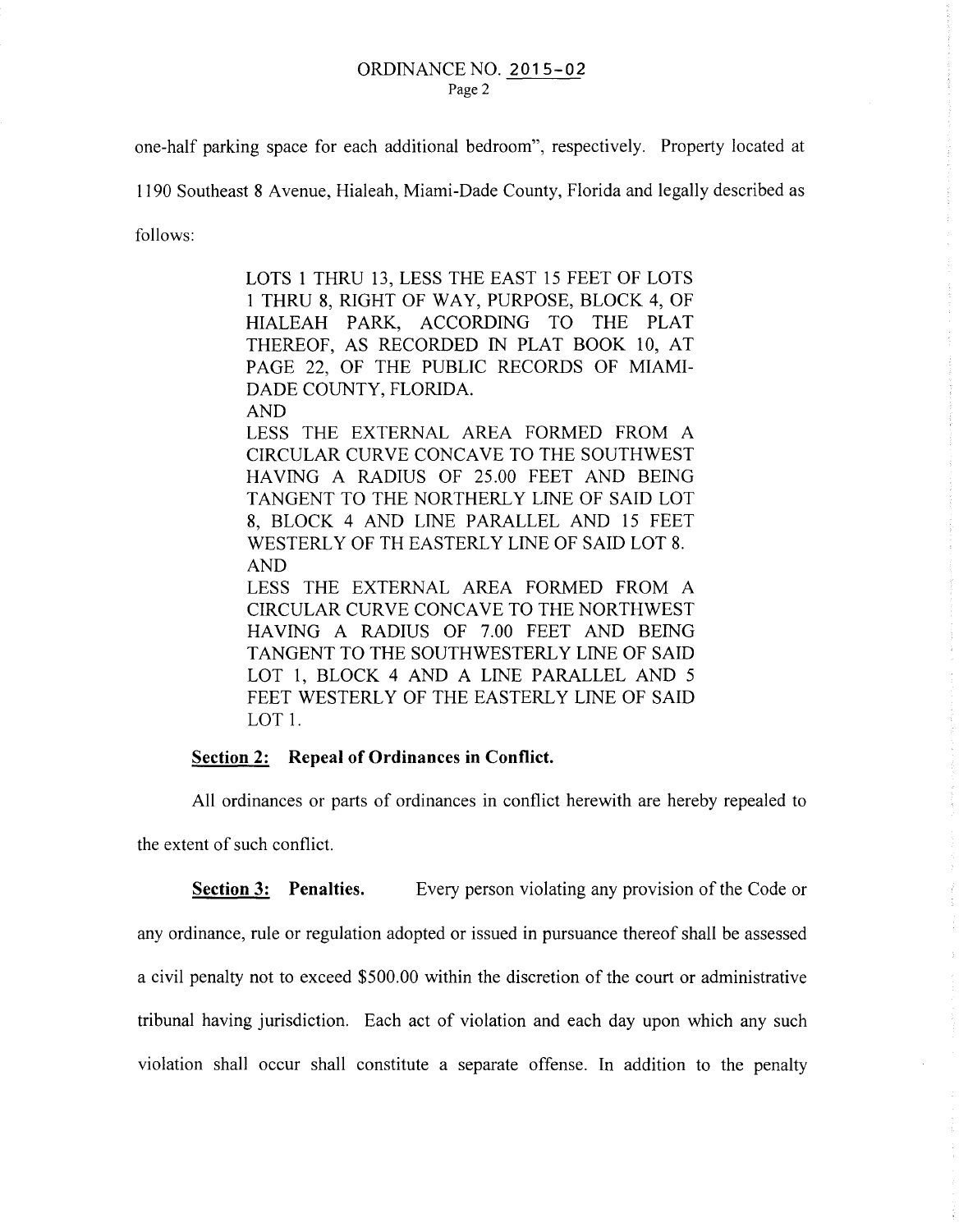one-half parking space for each additional bedroom", respectively. Property located at 1190 Southeast 8 Avenue, Hialeah, Miami-Dade County, Florida and legally described as follows:

> LOTS 1 THRU 13, LESS THE EAST 15 FEET OF LOTS 1 THRU 8, RIGHT OF WAY, PURPOSE, BLOCK 4, OF HIALEAH PARK, ACCORDING TO THE PLAT THEREOF, AS RECORDED IN PLAT BOOK 10, AT PAGE 22, OF THE PUBLIC RECORDS OF MIAMI-DADE COUNTY, FLORIDA.
>
> AND
>
> LESS THE EXTERNAL AREA FORMED FROM A CIRCULAR CURVE CONCAVE TO THE SOUTHWEST HAVING A RADIUS OF 25.00 FEET AND BEING TANGENT TO THE NORTHERLY LINE OF SAID LOT 8, BLOCK 4 AND LINE PARALLEL AND 15 FEET WESTERLY OF TH EASTERLY LINE OF SAID LOT 8.
>
> AND
>
> LESS THE EXTERNAL AREA FORMED FROM A CIRCULAR CURVE CONCAVE TO THE NORTHWEST HAVING A RADIUS OF 7.00 FEET AND BEING TANGENT TO THE SOUTHWESTERLY LINE OF SAID LOT 1, BLOCK 4 AND A LINE PARALLEL AND 5 FEET WESTERLY OF THE EASTERLY LINE OF SAID LOT 1.

**Section 2: Repeal of Ordinances in Conflict.**

All ordinances or parts of ordinances in conflict herewith are hereby repealed to the extent of such conflict.

**Section 3: Penalties.** Every person violating any provision of the Code or any ordinance, rule or regulation adopted or issued in pursuance thereof shall be assessed a civil penalty not to exceed $500.00 within the discretion of the court or administrative tribunal having jurisdiction. Each act of violation and each day upon which any such violation shall occur shall constitute a separate offense. In addition to the penalty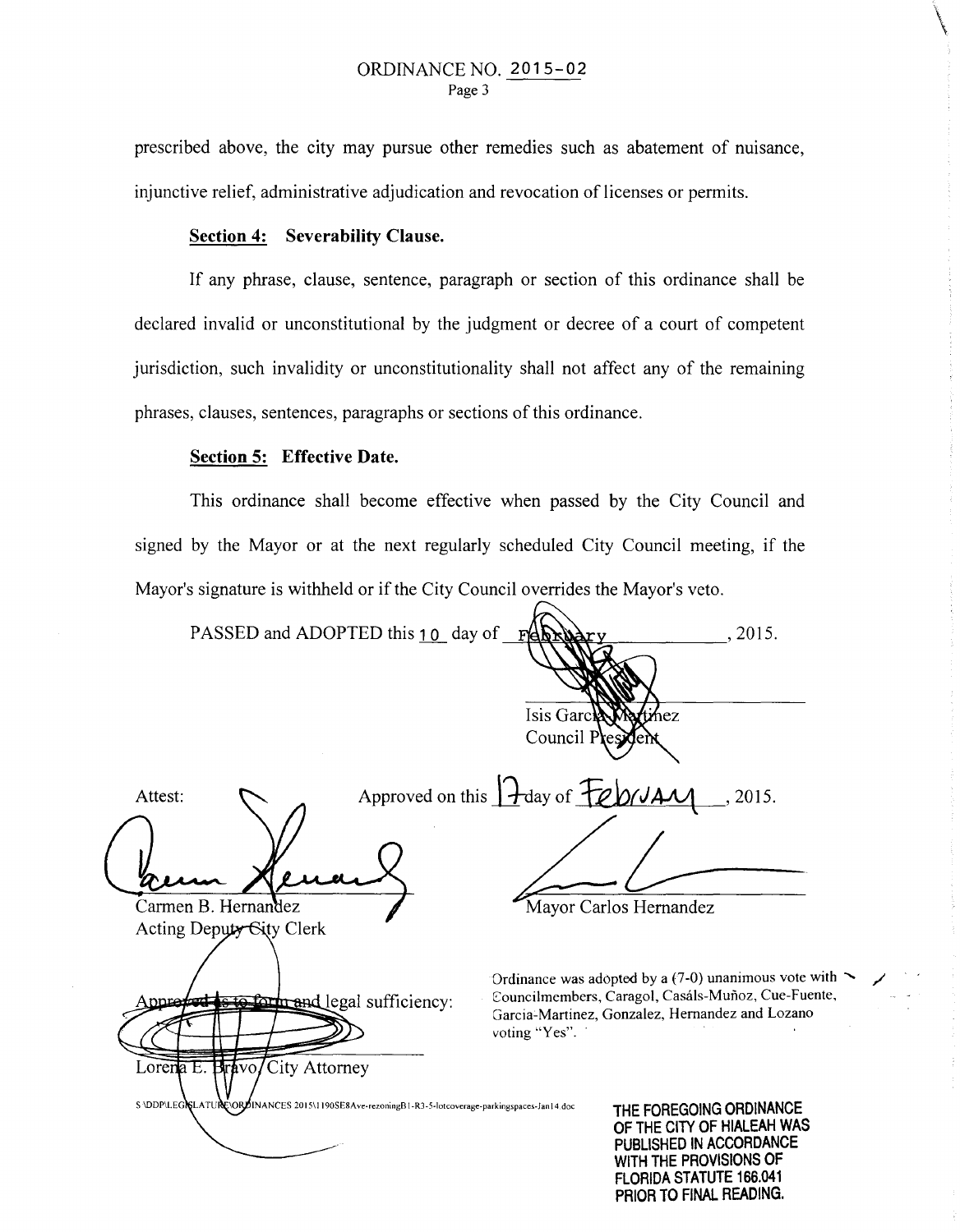# ORDINANCE NO. 2015-02

prescribed above, the city may pursue other remedies such as abatement of nuisance, injunctive relief, administrative adjudication and revocation of licenses or permits.

**Section 4: Severability Clause.**

If any phrase, clause, sentence, paragraph or section of this ordinance shall be declared invalid or unconstitutional by the judgment or decree of a court of competent jurisdiction, such invalidity or unconstitutionality shall not affect any of the remaining phrases, clauses, sentences, paragraphs or sections of this ordinance.

**Section 5: Effective Date.**

This ordinance shall become effective when passed by the City Council and signed by the Mayor or at the next regularly scheduled City Council meeting, if the Mayor's signature is withheld or if the City Council overrides the Mayor's veto.

PASSED and ADOPTED this 10 day of February, 2015.

Isis Garcia-Martinez
Council President

Attest:

Approved on this 17 day of February, 2015.

Carmen B. Hernandez
Acting Deputy City Clerk

Mayor Carlos Hernandez

Approved as to form and legal sufficiency:

Lorena E. Bravo, City Attorney

Ordinance was adopted by a (7-0) unanimous vote with Councilmembers, Caragol, Casáls-Muñoz, Cue-Fuente, Garcia-Martinez, Gonzalez, Hernandez and Lozano voting "Yes".

S:\DDP\LEGISLATURE\ORDINANCES 2015\1190SE8Ave-rezoningB1-R3-5-lotcoverage-parkingspaces-Jan14.doc

THE FOREGOING ORDINANCE OF THE CITY OF HIALEAH WAS PUBLISHED IN ACCORDANCE WITH THE PROVISIONS OF FLORIDA STATUTE 166.041 PRIOR TO FINAL READING.